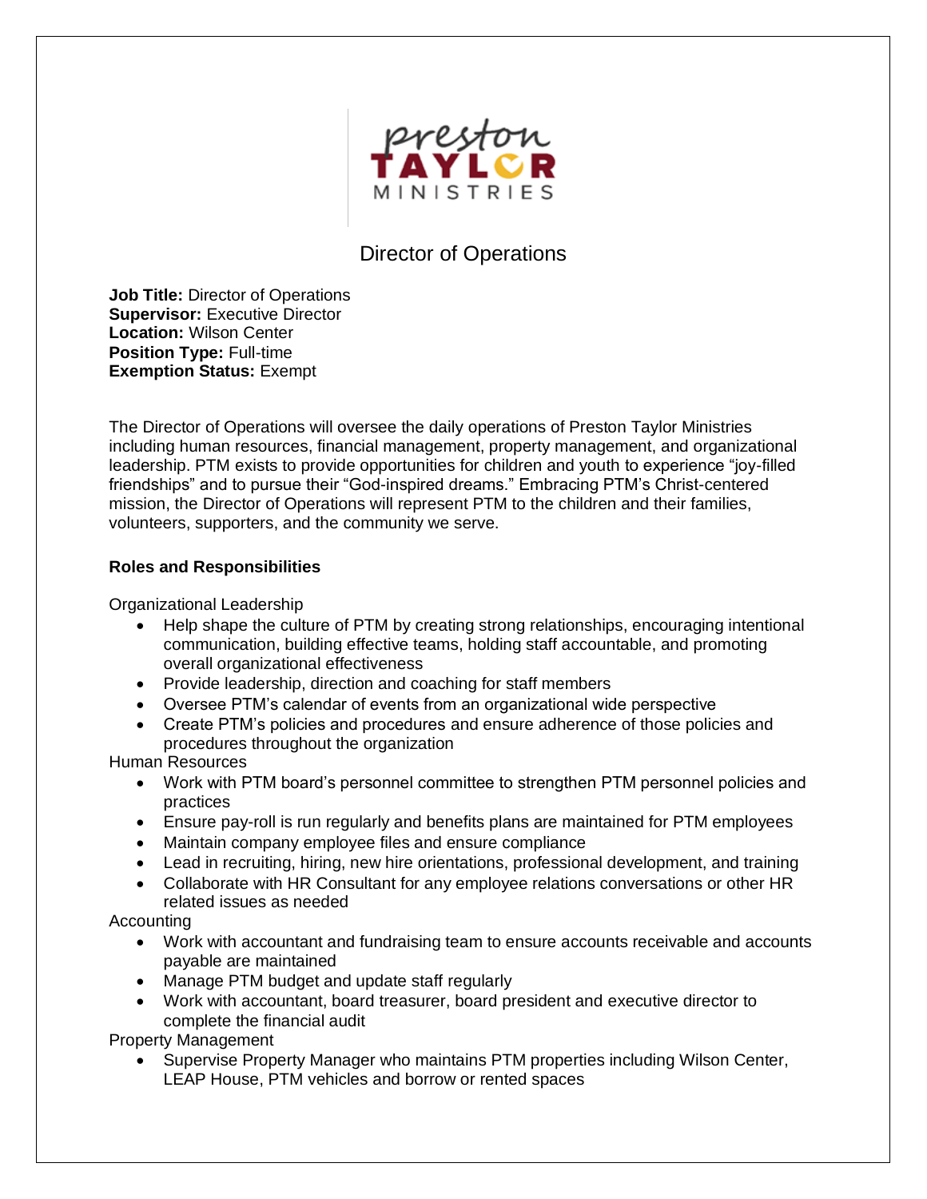# Director of Operations

**Job Title:** Director of Operations
**Supervisor:** Executive Director
**Location:** Wilson Center
**Position Type:** Full-time
**Exemption Status:** Exempt

The Director of Operations will oversee the daily operations of Preston Taylor Ministries including human resources, financial management, property management, and organizational leadership. PTM exists to provide opportunities for children and youth to experience "joy-filled friendships" and to pursue their "God-inspired dreams." Embracing PTM's Christ-centered mission, the Director of Operations will represent PTM to the children and their families, volunteers, supporters, and the community we serve.

## Roles and Responsibilities

Organizational Leadership

- Help shape the culture of PTM by creating strong relationships, encouraging intentional communication, building effective teams, holding staff accountable, and promoting overall organizational effectiveness
- Provide leadership, direction and coaching for staff members
- Oversee PTM's calendar of events from an organizational wide perspective
- Create PTM's policies and procedures and ensure adherence of those policies and procedures throughout the organization

Human Resources

- Work with PTM board's personnel committee to strengthen PTM personnel policies and practices
- Ensure pay-roll is run regularly and benefits plans are maintained for PTM employees
- Maintain company employee files and ensure compliance
- Lead in recruiting, hiring, new hire orientations, professional development, and training
- Collaborate with HR Consultant for any employee relations conversations or other HR related issues as needed

Accounting

- Work with accountant and fundraising team to ensure accounts receivable and accounts payable are maintained
- Manage PTM budget and update staff regularly
- Work with accountant, board treasurer, board president and executive director to complete the financial audit

Property Management

- Supervise Property Manager who maintains PTM properties including Wilson Center, LEAP House, PTM vehicles and borrow or rented spaces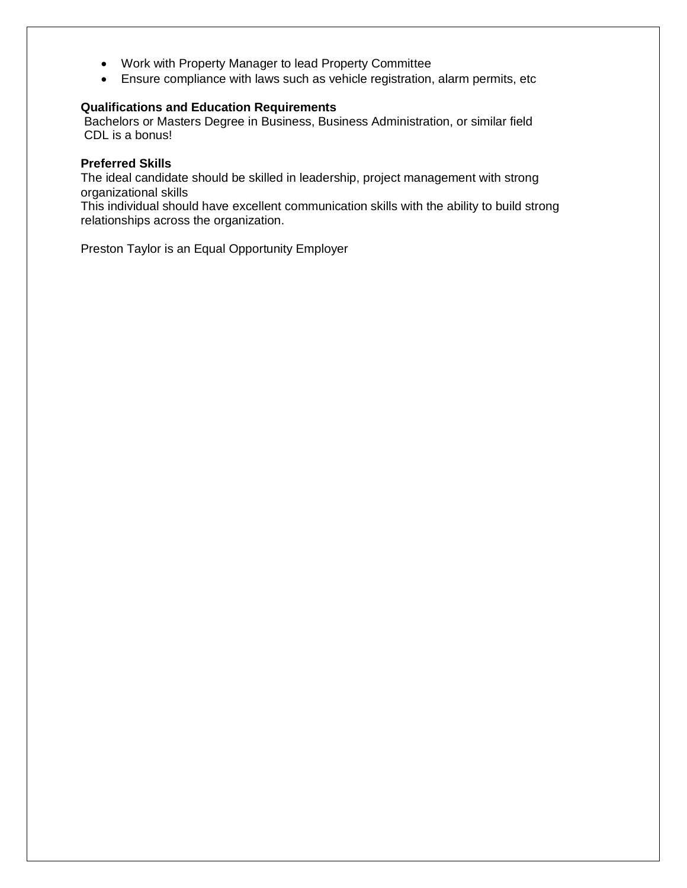- Work with Property Manager to lead Property Committee
- Ensure compliance with laws such as vehicle registration, alarm permits, etc

**Qualifications and Education Requirements**

Bachelors or Masters Degree in Business, Business Administration, or similar field
CDL is a bonus!

**Preferred Skills**

The ideal candidate should be skilled in leadership, project management with strong organizational skills
This individual should have excellent communication skills with the ability to build strong relationships across the organization.

Preston Taylor is an Equal Opportunity Employer